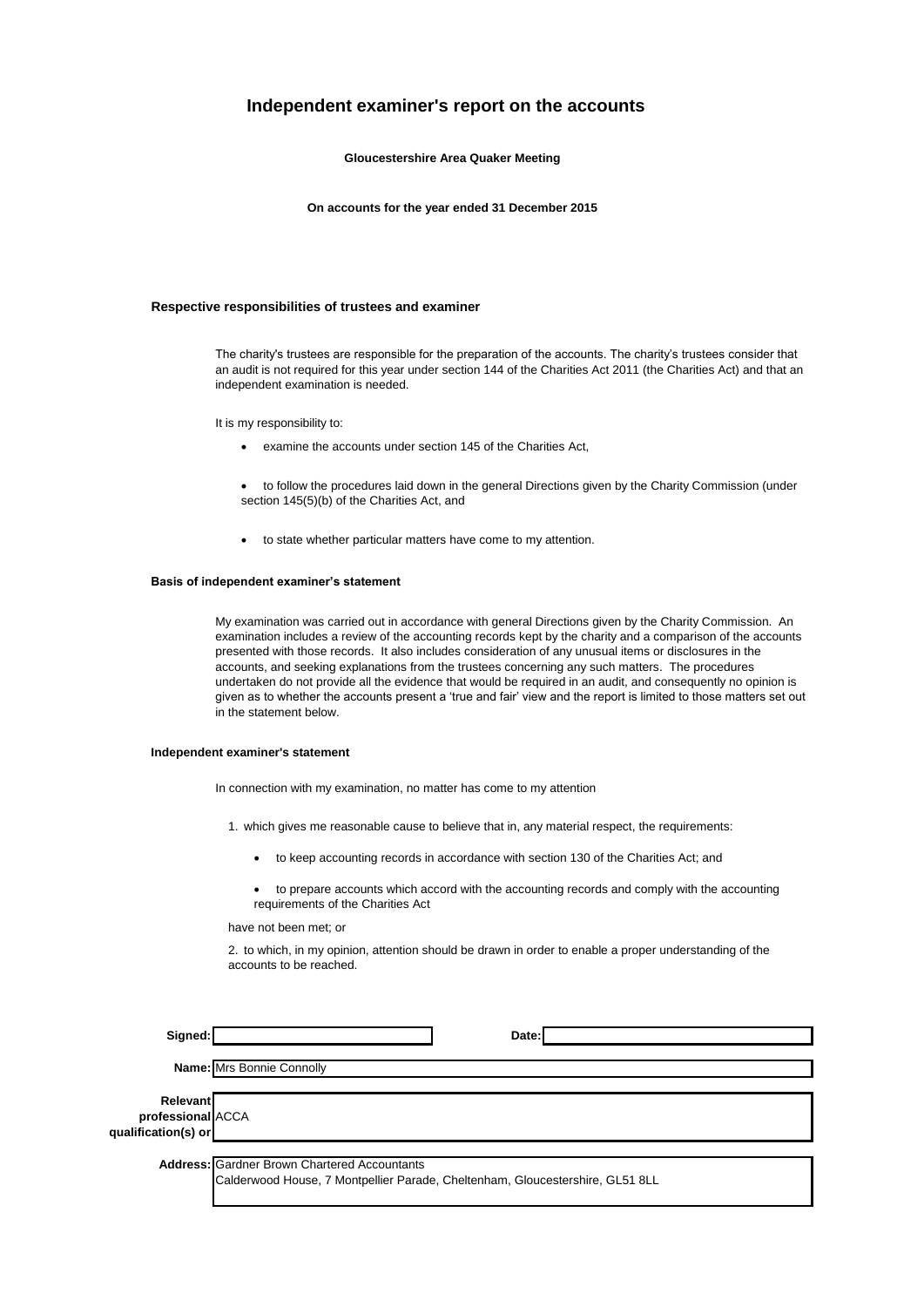# Independent examiner's report on the accounts

**Gloucestershire Area Quaker Meeting**

**On accounts for the year ended 31 December 2015**

### Respective responsibilities of trustees and examiner

The charity's trustees are responsible for the preparation of the accounts. The charity's trustees consider that an audit is not required for this year under section 144 of the Charities Act 2011 (the Charities Act) and that an independent examination is needed.

It is my responsibility to:

- examine the accounts under section 145 of the Charities Act,
- to follow the procedures laid down in the general Directions given by the Charity Commission (under section 145(5)(b) of the Charities Act, and
- to state whether particular matters have come to my attention.

### Basis of independent examiner's statement

My examination was carried out in accordance with general Directions given by the Charity Commission. An examination includes a review of the accounting records kept by the charity and a comparison of the accounts presented with those records. It also includes consideration of any unusual items or disclosures in the accounts, and seeking explanations from the trustees concerning any such matters. The procedures undertaken do not provide all the evidence that would be required in an audit, and consequently no opinion is given as to whether the accounts present a 'true and fair' view and the report is limited to those matters set out in the statement below.

### Independent examiner's statement

In connection with my examination, no matter has come to my attention

1. which gives me reasonable cause to believe that in, any material respect, the requirements:
   - to keep accounting records in accordance with section 130 of the Charities Act; and
   - to prepare accounts which accord with the accounting records and comply with the accounting requirements of the Charities Act

   have not been met; or

2. to which, in my opinion, attention should be drawn in order to enable a proper understanding of the accounts to be reached.

**Signed:** &nbsp;&nbsp;&nbsp;&nbsp;&nbsp;&nbsp;&nbsp;&nbsp; **Date:**

**Name:** Mrs Bonnie Connolly

**Relevant professional qualification(s) or** ACCA

**Address:** Gardner Brown Chartered Accountants
Calderwood House, 7 Montpellier Parade, Cheltenham, Gloucestershire, GL51 8LL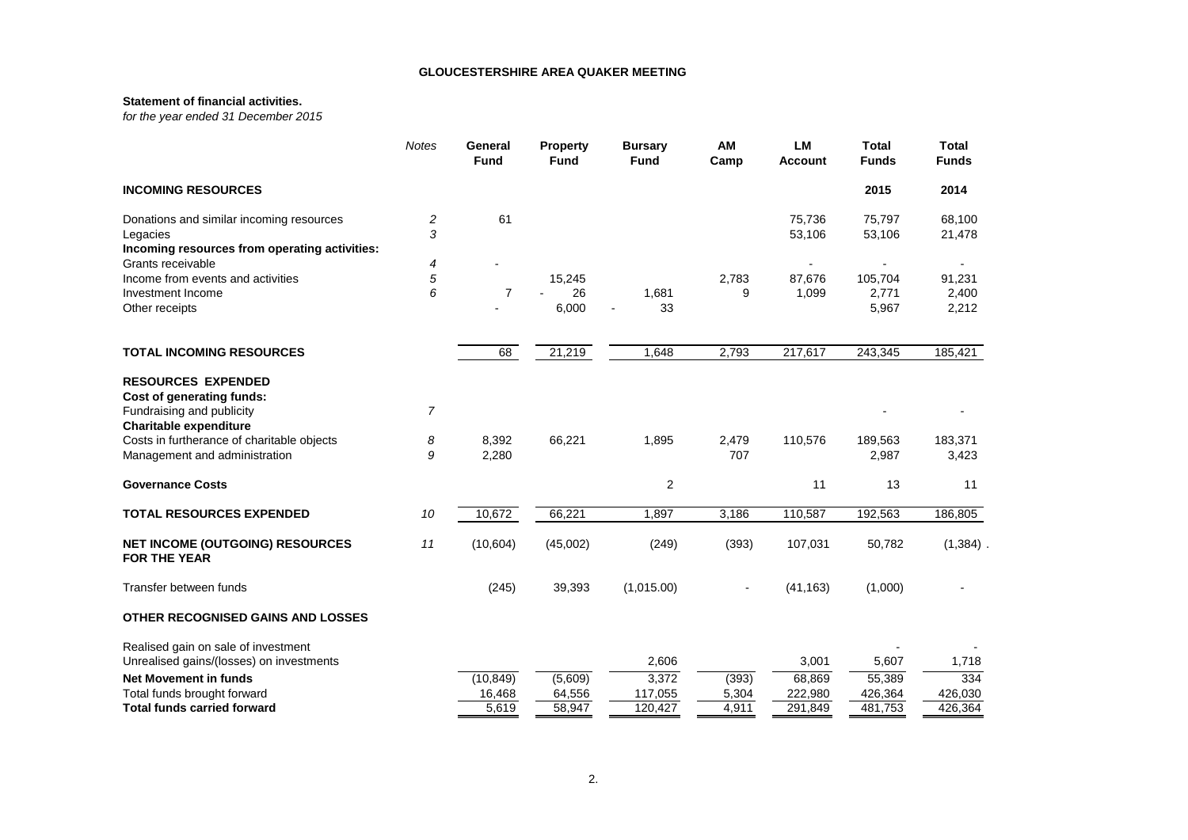**GLOUCESTERSHIRE AREA QUAKER MEETING**

**Statement of financial activities.**

*for the year ended 31 December 2015*

| | *Notes* | **General Fund** | **Property Fund** | **Bursary Fund** | **AM Camp** | **LM Account** | **Total Funds** | **Total Funds** |
|---|---|---|---|---|---|---|---|---|
| **INCOMING RESOURCES** | | | | | | | **2015** | **2014** |
| Donations and similar incoming resources | *2* | 61 | | | | 75,736 | 75,797 | 68,100 |
| Legacies | *3* | | | | | 53,106 | 53,106 | 21,478 |
| **Incoming resources from operating activities:** | | | | | | | | |
| Grants receivable | *4* | - | | | | - | - | - |
| Income from events and activities | *5* | | 15,245 | | 2,783 | 87,676 | 105,704 | 91,231 |
| Investment Income | *6* | 7 | - 26 | 1,681 | 9 | 1,099 | 2,771 | 2,400 |
| Other receipts | | - | 6,000 | - 33 | | | 5,967 | 2,212 |
| **TOTAL INCOMING RESOURCES** | | 68 | 21,219 | 1,648 | 2,793 | 217,617 | 243,345 | 185,421 |
| **RESOURCES EXPENDED** | | | | | | | | |
| **Cost of generating funds:** | | | | | | | | |
| Fundraising and publicity | *7* | | | | | | - | - |
| **Charitable expenditure** | | | | | | | | |
| Costs in furtherance of charitable objects | *8* | 8,392 | 66,221 | 1,895 | 2,479 | 110,576 | 189,563 | 183,371 |
| Management and administration | *9* | 2,280 | | | 707 | | 2,987 | 3,423 |
| **Governance Costs** | | | | 2 | | 11 | 13 | 11 |
| **TOTAL RESOURCES EXPENDED** | *10* | 10,672 | 66,221 | 1,897 | 3,186 | 110,587 | 192,563 | 186,805 |
| **NET INCOME (OUTGOING) RESOURCES FOR THE YEAR** | *11* | (10,604) | (45,002) | (249) | (393) | 107,031 | 50,782 | (1,384) . |
| Transfer between funds | | (245) | 39,393 | (1,015.00) | - | (41,163) | (1,000) | - |
| **OTHER RECOGNISED GAINS AND LOSSES** | | | | | | | | |
| Realised gain on sale of investment | | | | | | | - | - |
| Unrealised gains/(losses) on investments | | | | 2,606 | | 3,001 | 5,607 | 1,718 |
| **Net Movement in funds** | | (10,849) | (5,609) | 3,372 | (393) | 68,869 | 55,389 | 334 |
| Total funds brought forward | | 16,468 | 64,556 | 117,055 | 5,304 | 222,980 | 426,364 | 426,030 |
| **Total funds carried forward** | | 5,619 | 58,947 | 120,427 | 4,911 | 291,849 | 481,753 | 426,364 |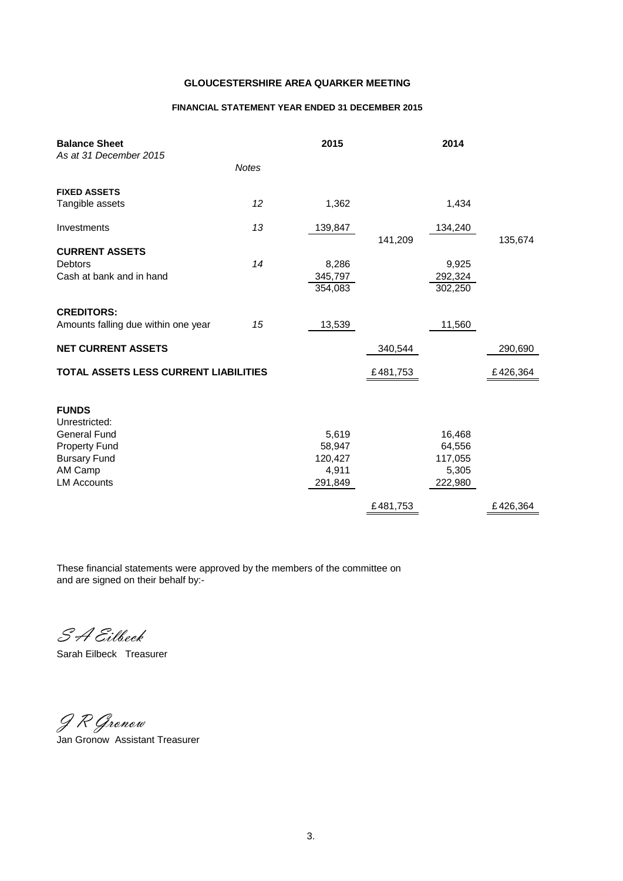**GLOUCESTERSHIRE AREA QUARKER MEETING**

**FINANCIAL STATEMENT YEAR ENDED 31 DECEMBER 2015**

| **Balance Sheet** *As at 31 December 2015* | *Notes* | **2015** | | **2014** | |
|---|---|---|---|---|---|
| **FIXED ASSETS** | | | | | |
| Tangible assets | *12* | 1,362 | | 1,434 | |
| Investments | *13* | 139,847 | | 134,240 | |
| | | | 141,209 | | 135,674 |
| **CURRENT ASSETS** | | | | | |
| Debtors | *14* | 8,286 | | 9,925 | |
| Cash at bank and in hand | | 345,797 | | 292,324 | |
| | | 354,083 | | 302,250 | |
| **CREDITORS:** | | | | | |
| Amounts falling due within one year | *15* | 13,539 | | 11,560 | |
| **NET CURRENT ASSETS** | | | 340,544 | | 290,690 |
| **TOTAL ASSETS LESS CURRENT LIABILITIES** | | | £481,753 | | £426,364 |
| **FUNDS** | | | | | |
| Unrestricted: | | | | | |
| General Fund | | 5,619 | | 16,468 | |
| Property Fund | | 58,947 | | 64,556 | |
| Bursary Fund | | 120,427 | | 117,055 | |
| AM Camp | | 4,911 | | 5,305 | |
| LM Accounts | | 291,849 | | 222,980 | |
| | | | £481,753 | | £426,364 |

These financial statements were approved by the members of the committee on and are signed on their behalf by:-

*S A Eilbeck*

Sarah Eilbeck Treasurer

*J R Gronow*

Jan Gronow Assistant Treasurer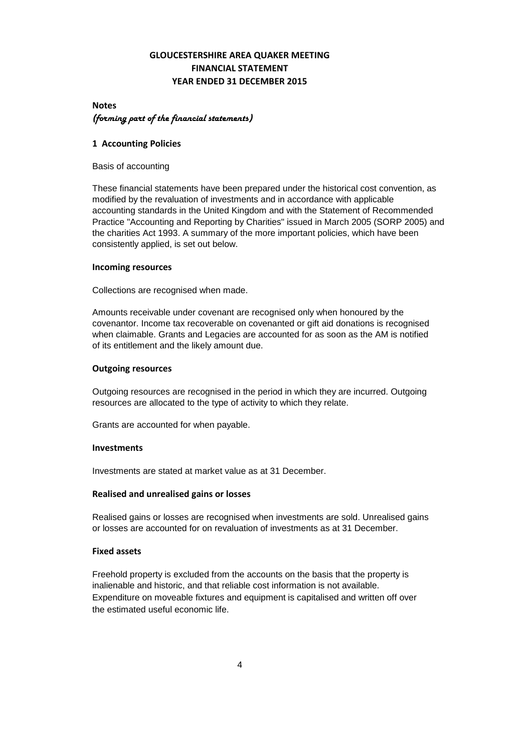# GLOUCESTERSHIRE AREA QUAKER MEETING
## FINANCIAL STATEMENT
## YEAR ENDED 31 DECEMBER 2015

**Notes**
*(forming part of the financial statements)*

### 1 Accounting Policies

Basis of accounting

These financial statements have been prepared under the historical cost convention, as modified by the revaluation of investments and in accordance with applicable accounting standards in the United Kingdom and with the Statement of Recommended Practice "Accounting and Reporting by Charities" issued in March 2005 (SORP 2005) and the charities Act 1993. A summary of the more important policies, which have been consistently applied, is set out below.

**Incoming resources**

Collections are recognised when made.

Amounts receivable under covenant are recognised only when honoured by the covenantor. Income tax recoverable on covenanted or gift aid donations is recognised when claimable. Grants and Legacies are accounted for as soon as the AM is notified of its entitlement and the likely amount due.

**Outgoing resources**

Outgoing resources are recognised in the period in which they are incurred. Outgoing resources are allocated to the type of activity to which they relate.

Grants are accounted for when payable.

**Investments**

Investments are stated at market value as at 31 December.

**Realised and unrealised gains or losses**

Realised gains or losses are recognised when investments are sold. Unrealised gains or losses are accounted for on revaluation of investments as at 31 December.

**Fixed assets**

Freehold property is excluded from the accounts on the basis that the property is inalienable and historic, and that reliable cost information is not available. Expenditure on moveable fixtures and equipment is capitalised and written off over the estimated useful economic life.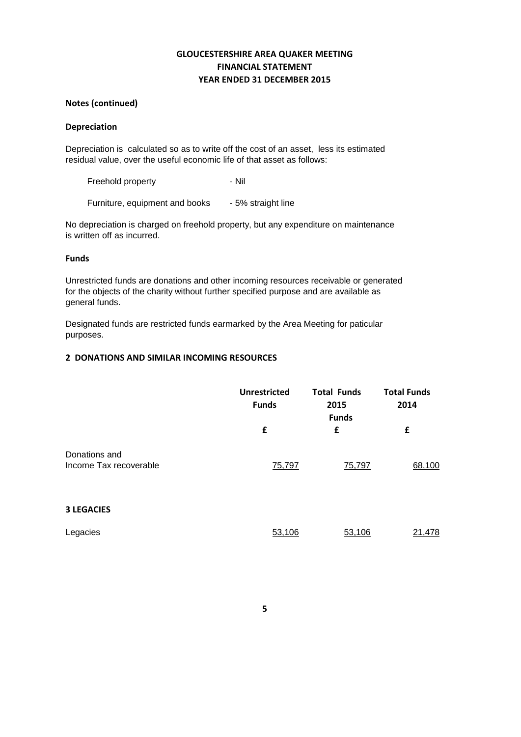# GLOUCESTERSHIRE AREA QUAKER MEETING
## FINANCIAL STATEMENT
## YEAR ENDED 31 DECEMBER 2015

**Notes (continued)**

**Depreciation**

Depreciation is calculated so as to write off the cost of an asset, less its estimated residual value, over the useful economic life of that asset as follows:

| | |
|---|---|
| Freehold property | - Nil |
| Furniture, equipment and books | - 5% straight line |

No depreciation is charged on freehold property, but any expenditure on maintenance is written off as incurred.

**Funds**

Unrestricted funds are donations and other incoming resources receivable or generated for the objects of the charity without further specified purpose and are available as general funds.

Designated funds are restricted funds earmarked by the Area Meeting for paticular purposes.

**2 DONATIONS AND SIMILAR INCOMING RESOURCES**

| | Unrestricted Funds | Total Funds 2015 Funds | Total Funds 2014 |
|---|---|---|---|
| | £ | £ | £ |
| Donations and Income Tax recoverable | 75,797 | 75,797 | 68,100 |

**3 LEGACIES**

| | | | |
|---|---|---|---|
| Legacies | 53,106 | 53,106 | 21,478 |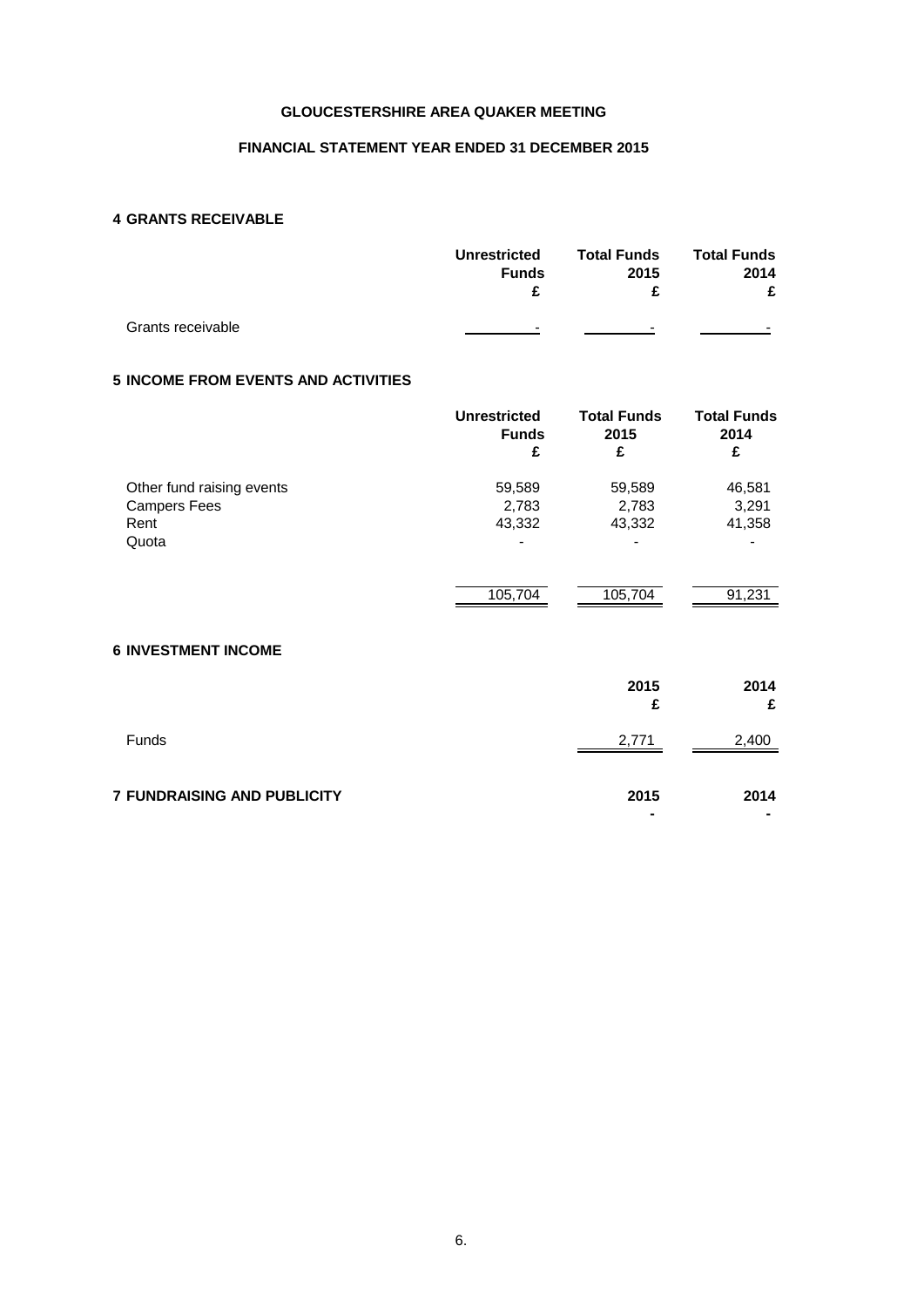**GLOUCESTERSHIRE AREA QUAKER MEETING**

**FINANCIAL STATEMENT YEAR ENDED 31 DECEMBER 2015**

## 4 GRANTS RECEIVABLE

| | Unrestricted Funds £ | Total Funds 2015 £ | Total Funds 2014 £ |
|---|---|---|---|
| Grants receivable | - | - | - |

## 5 INCOME FROM EVENTS AND ACTIVITIES

| | Unrestricted Funds £ | Total Funds 2015 £ | Total Funds 2014 £ |
|---|---|---|---|
| Other fund raising events | 59,589 | 59,589 | 46,581 |
| Campers Fees | 2,783 | 2,783 | 3,291 |
| Rent | 43,332 | 43,332 | 41,358 |
| Quota | - | - | - |
| | 105,704 | 105,704 | 91,231 |

## 6 INVESTMENT INCOME

| | 2015 £ | 2014 £ |
|---|---|---|
| Funds | 2,771 | 2,400 |

## 7 FUNDRAISING AND PUBLICITY

| | 2015 | 2014 |
|---|---|---|
| | - | - |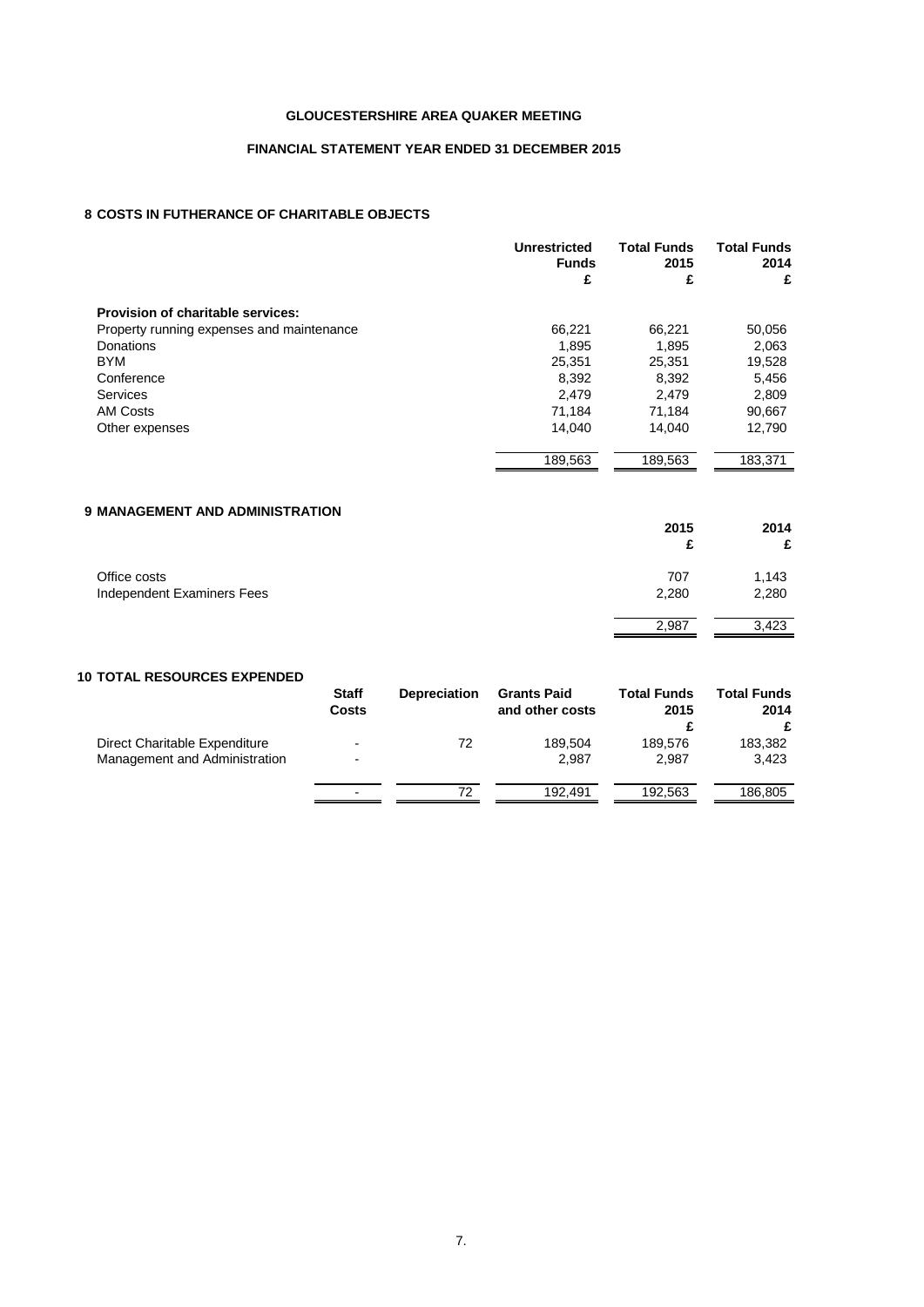# GLOUCESTERSHIRE AREA QUAKER MEETING

## FINANCIAL STATEMENT YEAR ENDED 31 DECEMBER 2015

### 8 COSTS IN FUTHERANCE OF CHARITABLE OBJECTS

| | Unrestricted Funds £ | Total Funds 2015 £ | Total Funds 2014 £ |
|---|---|---|---|
| **Provision of charitable services:** | | | |
| Property running expenses and maintenance | 66,221 | 66,221 | 50,056 |
| Donations | 1,895 | 1,895 | 2,063 |
| BYM | 25,351 | 25,351 | 19,528 |
| Conference | 8,392 | 8,392 | 5,456 |
| Services | 2,479 | 2,479 | 2,809 |
| AM Costs | 71,184 | 71,184 | 90,667 |
| Other expenses | 14,040 | 14,040 | 12,790 |
| | 189,563 | 189,563 | 183,371 |

### 9 MANAGEMENT AND ADMINISTRATION

| | 2015 £ | 2014 £ |
|---|---|---|
| Office costs | 707 | 1,143 |
| Independent Examiners Fees | 2,280 | 2,280 |
| | 2,987 | 3,423 |

### 10 TOTAL RESOURCES EXPENDED

| | Staff Costs | Depreciation | Grants Paid and other costs | Total Funds 2015 £ | Total Funds 2014 £ |
|---|---|---|---|---|---|
| Direct Charitable Expenditure | - | 72 | 189,504 | 189,576 | 183,382 |
| Management and Administration | - | | 2,987 | 2,987 | 3,423 |
| | - | 72 | 192,491 | 192,563 | 186,805 |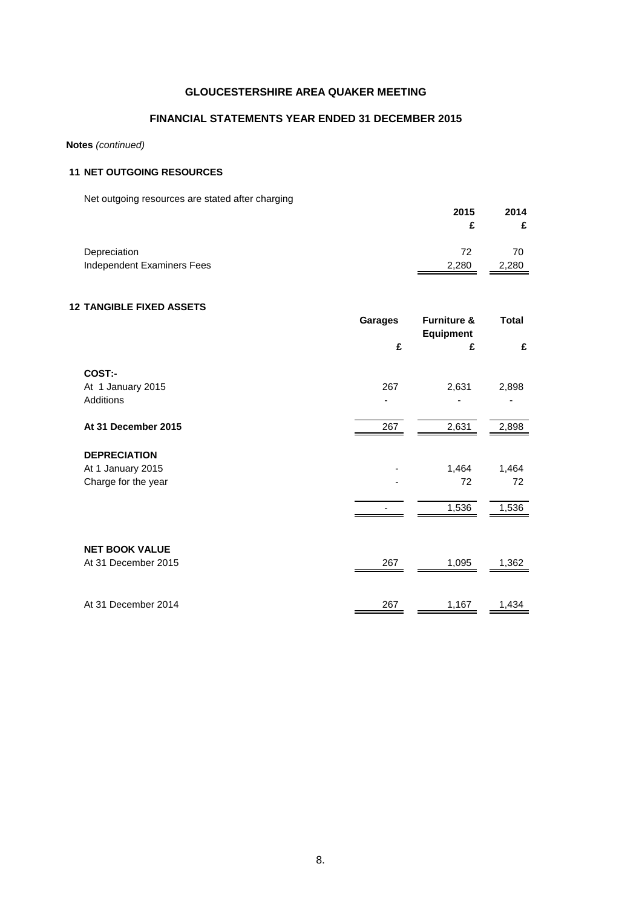# GLOUCESTERSHIRE AREA QUAKER MEETING

## FINANCIAL STATEMENTS YEAR ENDED 31 DECEMBER 2015

**Notes** *(continued)*

### 11 NET OUTGOING RESOURCES

Net outgoing resources are stated after charging

| | 2015 £ | 2014 £ |
|---|---|---|
| Depreciation | 72 | 70 |
| Independent Examiners Fees | 2,280 | 2,280 |

### 12 TANGIBLE FIXED ASSETS

| | Garages £ | Furniture & Equipment £ | Total £ |
|---|---|---|---|
| **COST:-** | | | |
| At 1 January 2015 | 267 | 2,631 | 2,898 |
| Additions | - | - | - |
| **At 31 December 2015** | 267 | 2,631 | 2,898 |
| **DEPRECIATION** | | | |
| At 1 January 2015 | - | 1,464 | 1,464 |
| Charge for the year | - | 72 | 72 |
| | - | 1,536 | 1,536 |
| **NET BOOK VALUE** | | | |
| At 31 December 2015 | 267 | 1,095 | 1,362 |
| At 31 December 2014 | 267 | 1,167 | 1,434 |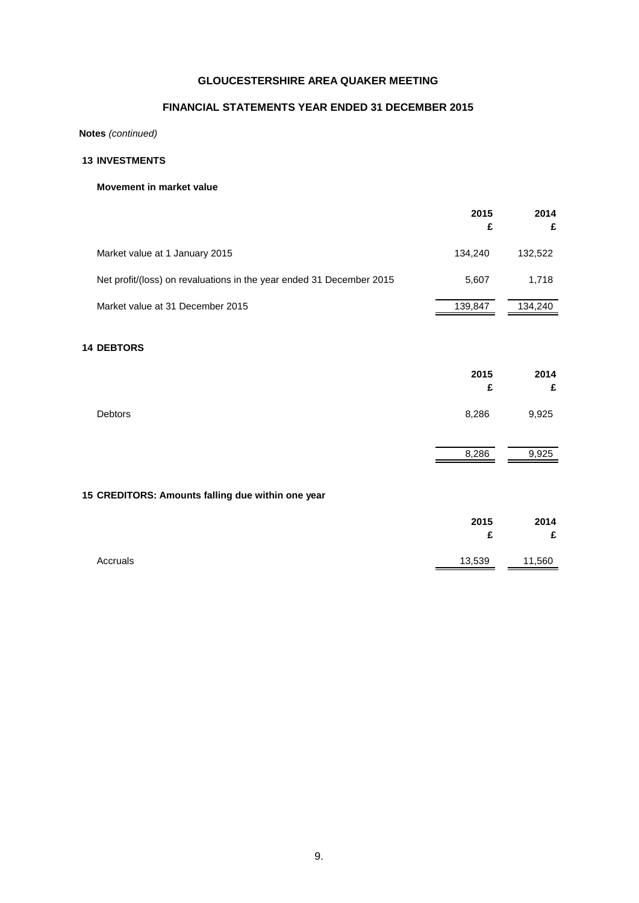# GLOUCESTERSHIRE AREA QUAKER MEETING

## FINANCIAL STATEMENTS YEAR ENDED 31 DECEMBER 2015

**Notes** *(continued)*

### 13 INVESTMENTS

**Movement in market value**

| | 2015<br>£ | 2014<br>£ |
|---|---|---|
| Market value at 1 January 2015 | 134,240 | 132,522 |
| Net profit/(loss) on revaluations in the year ended 31 December 2015 | 5,607 | 1,718 |
| Market value at 31 December 2015 | 139,847 | 134,240 |

### 14 DEBTORS

| | 2015<br>£ | 2014<br>£ |
|---|---|---|
| Debtors | 8,286 | 9,925 |
| | 8,286 | 9,925 |

### 15 CREDITORS: Amounts falling due within one year

| | 2015<br>£ | 2014<br>£ |
|---|---|---|
| Accruals | 13,539 | 11,560 |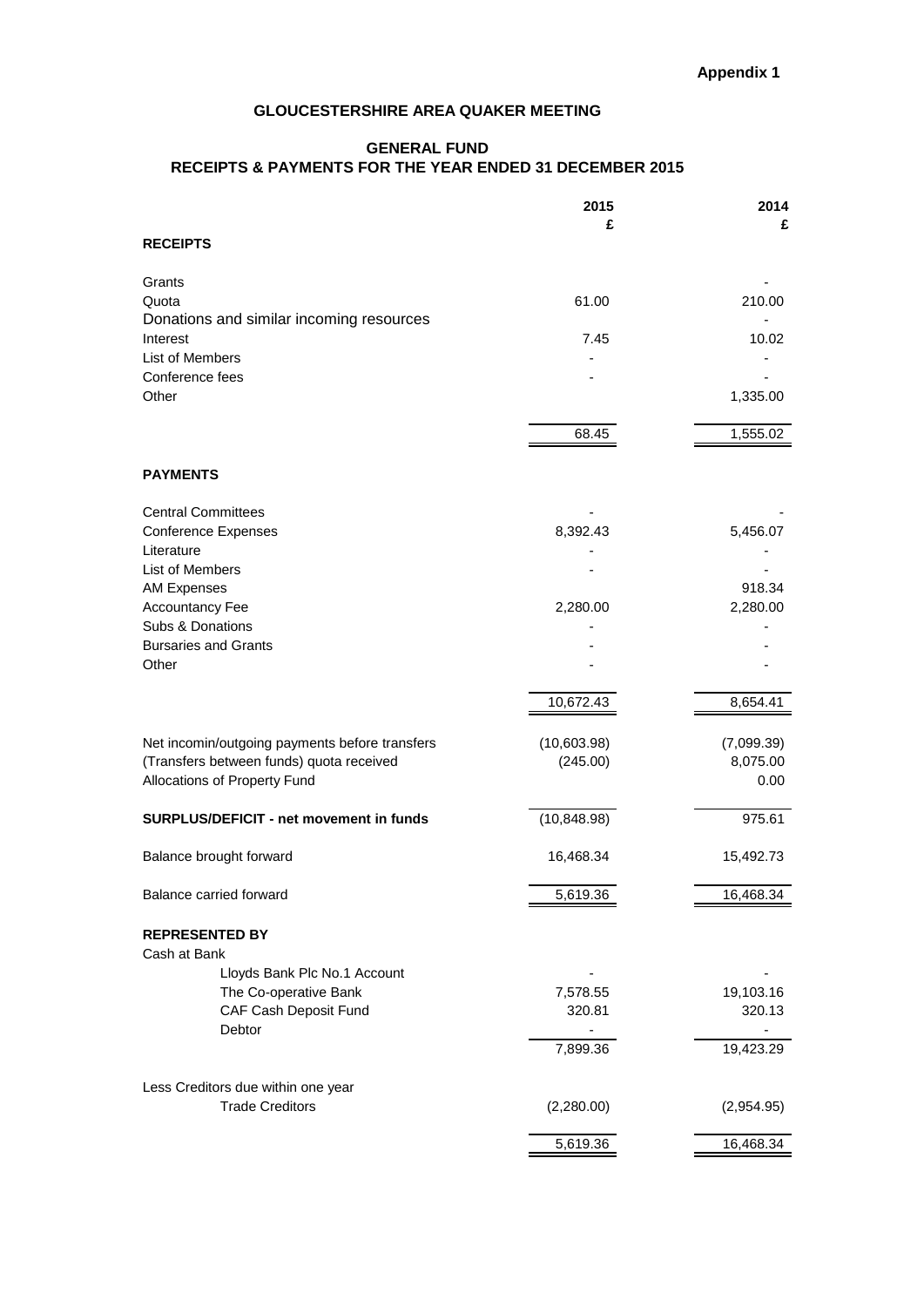**Appendix 1**

# GLOUCESTERSHIRE AREA QUAKER MEETING

## GENERAL FUND
## RECEIPTS & PAYMENTS FOR THE YEAR ENDED 31 DECEMBER 2015

| | 2015<br>£ | 2014<br>£ |
|---|---|---|
| **RECEIPTS** | | |
| Grants | | - |
| Quota | 61.00 | 210.00 |
| Donations and similar incoming resources | | - |
| Interest | 7.45 | 10.02 |
| List of Members | - | - |
| Conference fees | - | - |
| Other | | 1,335.00 |
| | 68.45 | 1,555.02 |
| **PAYMENTS** | | |
| Central Committees | - | - |
| Conference Expenses | 8,392.43 | 5,456.07 |
| Literature | - | - |
| List of Members | - | - |
| AM Expenses | | 918.34 |
| Accountancy Fee | 2,280.00 | 2,280.00 |
| Subs & Donations | - | - |
| Bursaries and Grants | - | - |
| Other | - | - |
| | 10,672.43 | 8,654.41 |
| Net incomin/outgoing payments before transfers | (10,603.98) | (7,099.39) |
| (Transfers between funds) quota received | (245.00) | 8,075.00 |
| Allocations of Property Fund | | 0.00 |
| **SURPLUS/DEFICIT - net movement in funds** | (10,848.98) | 975.61 |
| Balance brought forward | 16,468.34 | 15,492.73 |
| Balance carried forward | 5,619.36 | 16,468.34 |
| **REPRESENTED BY** | | |
| Cash at Bank | | |
| Lloyds Bank Plc No.1 Account | - | - |
| The Co-operative Bank | 7,578.55 | 19,103.16 |
| CAF Cash Deposit Fund | 320.81 | 320.13 |
| Debtor | - | - |
| | 7,899.36 | 19,423.29 |
| Less Creditors due within one year | | |
| Trade Creditors | (2,280.00) | (2,954.95) |
| | 5,619.36 | 16,468.34 |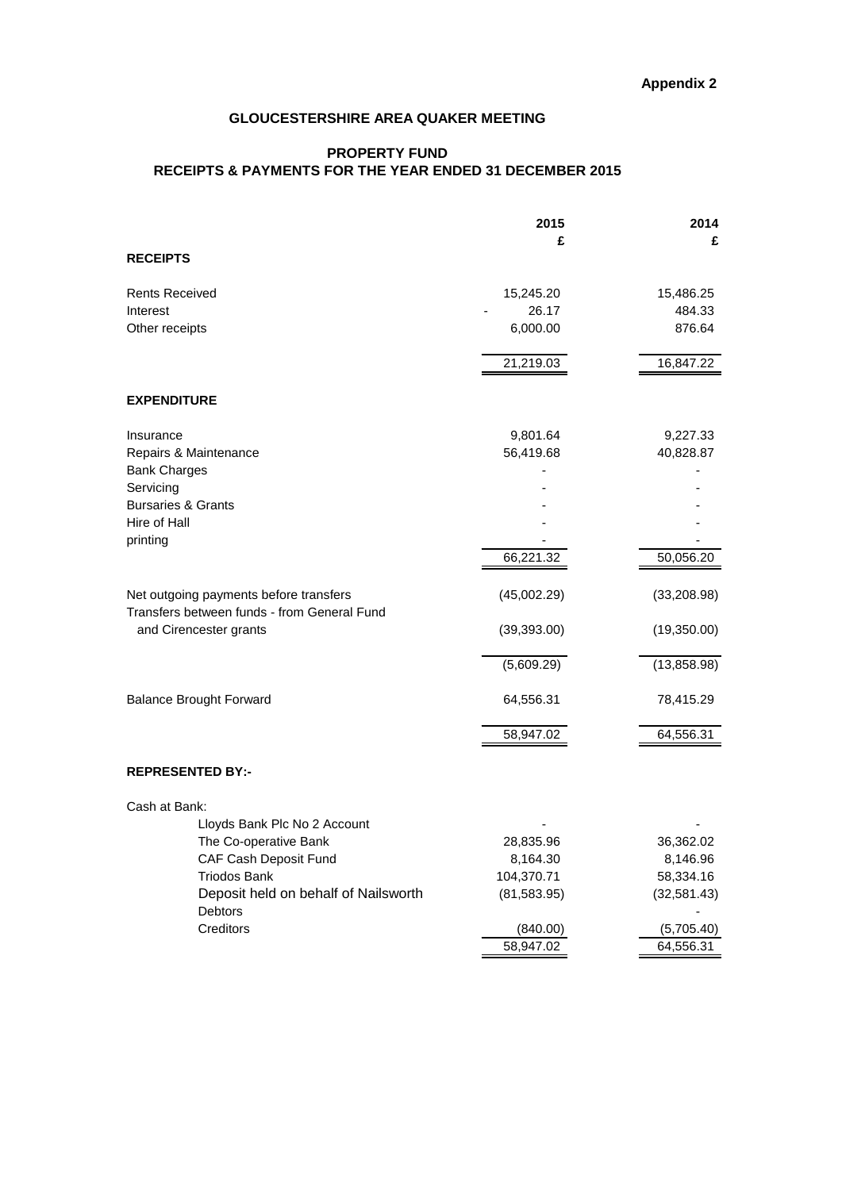**Appendix 2**

## GLOUCESTERSHIRE AREA QUAKER MEETING

### PROPERTY FUND
### RECEIPTS & PAYMENTS FOR THE YEAR ENDED 31 DECEMBER 2015

| | 2015 £ | 2014 £ |
|---|---|---|
| **RECEIPTS** | | |
| Rents Received | 15,245.20 | 15,486.25 |
| Interest | - 26.17 | 484.33 |
| Other receipts | 6,000.00 | 876.64 |
| | 21,219.03 | 16,847.22 |
| **EXPENDITURE** | | |
| Insurance | 9,801.64 | 9,227.33 |
| Repairs & Maintenance | 56,419.68 | 40,828.87 |
| Bank Charges | - | - |
| Servicing | - | - |
| Bursaries & Grants | - | - |
| Hire of Hall | - | - |
| printing | - | - |
| | 66,221.32 | 50,056.20 |
| Net outgoing payments before transfers | (45,002.29) | (33,208.98) |
| Transfers between funds - from General Fund and Cirencester grants | (39,393.00) | (19,350.00) |
| | (5,609.29) | (13,858.98) |
| Balance Brought Forward | 64,556.31 | 78,415.29 |
| | 58,947.02 | 64,556.31 |
| **REPRESENTED BY:-** | | |
| Cash at Bank: | | |
| Lloyds Bank Plc No 2 Account | - | - |
| The Co-operative Bank | 28,835.96 | 36,362.02 |
| CAF Cash Deposit Fund | 8,164.30 | 8,146.96 |
| Triodos Bank | 104,370.71 | 58,334.16 |
| Deposit held on behalf of Nailsworth | (81,583.95) | (32,581.43) |
| Debtors | | - |
| Creditors | (840.00) | (5,705.40) |
| | 58,947.02 | 64,556.31 |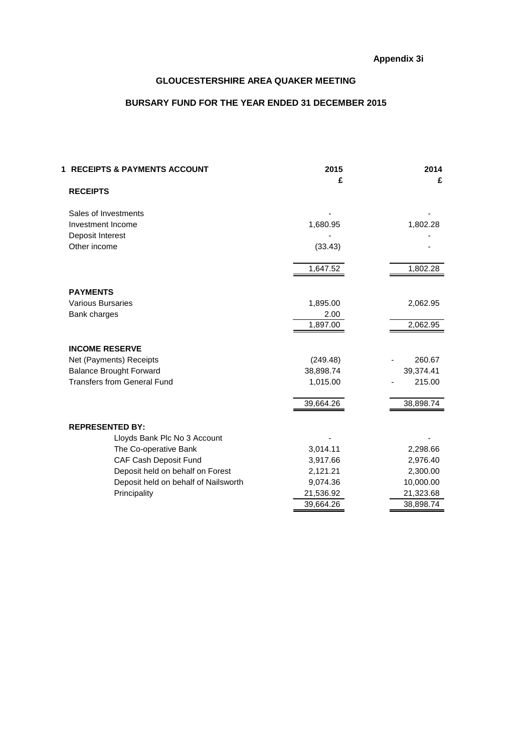**Appendix 3i**

## GLOUCESTERSHIRE AREA QUAKER MEETING

## BURSARY FUND FOR THE YEAR ENDED 31 DECEMBER 2015

| 1 RECEIPTS & PAYMENTS ACCOUNT | 2015 £ | 2014 £ |
|---|---|---|
| **RECEIPTS** | | |
| Sales of Investments | - | - |
| Investment Income | 1,680.95 | 1,802.28 |
| Deposit Interest | - | - |
| Other income | (33.43) | - |
| | 1,647.52 | 1,802.28 |
| **PAYMENTS** | | |
| Various Bursaries | 1,895.00 | 2,062.95 |
| Bank charges | 2.00 | |
| | 1,897.00 | 2,062.95 |
| **INCOME RESERVE** | | |
| Net (Payments) Receipts | (249.48) | - 260.67 |
| Balance Brought Forward | 38,898.74 | 39,374.41 |
| Transfers from General Fund | 1,015.00 | - 215.00 |
| | 39,664.26 | 38,898.74 |
| **REPRESENTED BY:** | | |
| Lloyds Bank Plc No 3 Account | - | - |
| The Co-operative Bank | 3,014.11 | 2,298.66 |
| CAF Cash Deposit Fund | 3,917.66 | 2,976.40 |
| Deposit held on behalf on Forest | 2,121.21 | 2,300.00 |
| Deposit held on behalf of Nailsworth | 9,074.36 | 10,000.00 |
| Principality | 21,536.92 | 21,323.68 |
| | 39,664.26 | 38,898.74 |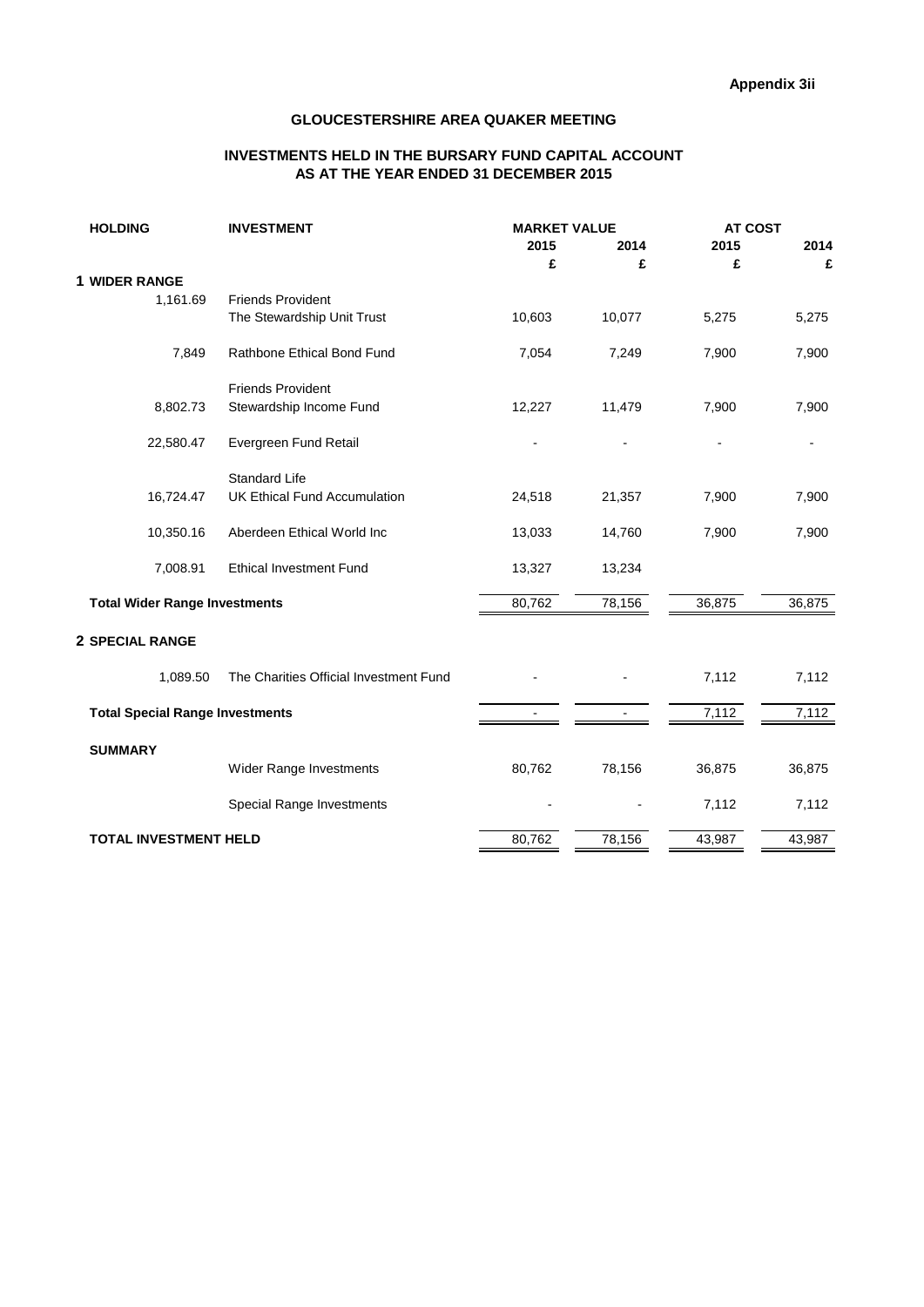Appendix 3ii

## GLOUCESTERSHIRE AREA QUAKER MEETING

### INVESTMENTS HELD IN THE BURSARY FUND CAPITAL ACCOUNT AS AT THE YEAR ENDED 31 DECEMBER 2015

| HOLDING | INVESTMENT | MARKET VALUE | | AT COST | |
|---|---|---|---|---|---|
| | | 2015 | 2014 | 2015 | 2014 |
| | | £ | £ | £ | £ |
| **1 WIDER RANGE** | | | | | |
| 1,161.69 | Friends Provident The Stewardship Unit Trust | 10,603 | 10,077 | 5,275 | 5,275 |
| 7,849 | Rathbone Ethical Bond Fund | 7,054 | 7,249 | 7,900 | 7,900 |
| 8,802.73 | Friends Provident Stewardship Income Fund | 12,227 | 11,479 | 7,900 | 7,900 |
| 22,580.47 | Evergreen Fund Retail | - | - | - | - |
| 16,724.47 | Standard Life UK Ethical Fund Accumulation | 24,518 | 21,357 | 7,900 | 7,900 |
| 10,350.16 | Aberdeen Ethical World Inc | 13,033 | 14,760 | 7,900 | 7,900 |
| 7,008.91 | Ethical Investment Fund | 13,327 | 13,234 | | |
| **Total Wider Range Investments** | | 80,762 | 78,156 | 36,875 | 36,875 |
| **2 SPECIAL RANGE** | | | | | |
| 1,089.50 | The Charities Official Investment Fund | - | - | 7,112 | 7,112 |
| **Total Special Range Investments** | | - | - | 7,112 | 7,112 |
| **SUMMARY** | | | | | |
| | Wider Range Investments | 80,762 | 78,156 | 36,875 | 36,875 |
| | Special Range Investments | - | - | 7,112 | 7,112 |
| **TOTAL INVESTMENT HELD** | | 80,762 | 78,156 | 43,987 | 43,987 |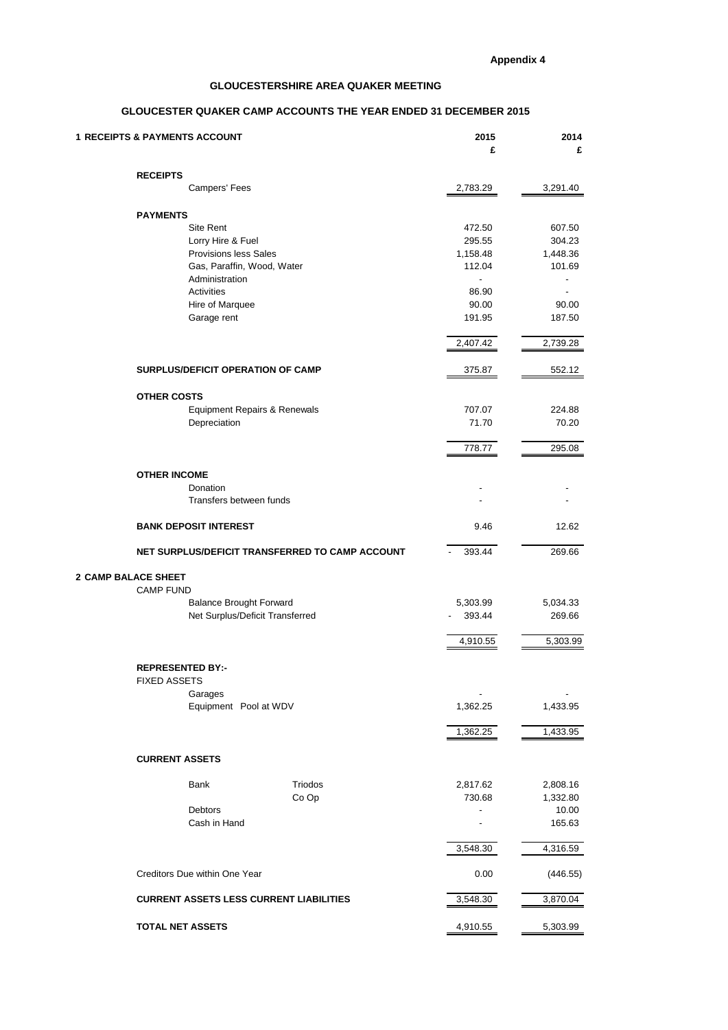**Appendix 4**

## GLOUCESTERSHIRE AREA QUAKER MEETING

## GLOUCESTER QUAKER CAMP ACCOUNTS THE YEAR ENDED 31 DECEMBER 2015

| **1 RECEIPTS & PAYMENTS ACCOUNT** | **2015 £** | **2014 £** |
|---|---|---|
| **RECEIPTS** | | |
| Campers' Fees | 2,783.29 | 3,291.40 |
| **PAYMENTS** | | |
| Site Rent | 472.50 | 607.50 |
| Lorry Hire & Fuel | 295.55 | 304.23 |
| Provisions less Sales | 1,158.48 | 1,448.36 |
| Gas, Paraffin, Wood, Water | 112.04 | 101.69 |
| Administration | - | - |
| Activities | 86.90 | - |
| Hire of Marquee | 90.00 | 90.00 |
| Garage rent | 191.95 | 187.50 |
| | 2,407.42 | 2,739.28 |
| **SURPLUS/DEFICIT OPERATION OF CAMP** | 375.87 | 552.12 |
| **OTHER COSTS** | | |
| Equipment Repairs & Renewals | 707.07 | 224.88 |
| Depreciation | 71.70 | 70.20 |
| | 778.77 | 295.08 |
| **OTHER INCOME** | | |
| Donation | - | - |
| Transfers between funds | - | - |
| **BANK DEPOSIT INTEREST** | 9.46 | 12.62 |
| **NET SURPLUS/DEFICIT TRANSFERRED TO CAMP ACCOUNT** | - 393.44 | 269.66 |

| **2 CAMP BALACE SHEET** | | | |
|---|---|---|---|
| CAMP FUND | | | |
| Balance Brought Forward | | 5,303.99 | 5,034.33 |
| Net Surplus/Deficit Transferred | | - 393.44 | 269.66 |
| | | 4,910.55 | 5,303.99 |
| **REPRESENTED BY:-** | | | |
| FIXED ASSETS | | | |
| Garages | | - | - |
| Equipment Pool at WDV | | 1,362.25 | 1,433.95 |
| | | 1,362.25 | 1,433.95 |
| **CURRENT ASSETS** | | | |
| Bank | Triodos | 2,817.62 | 2,808.16 |
| | Co Op | 730.68 | 1,332.80 |
| Debtors | | - | 10.00 |
| Cash in Hand | | - | 165.63 |
| | | 3,548.30 | 4,316.59 |
| Creditors Due within One Year | | 0.00 | (446.55) |
| **CURRENT ASSETS LESS CURRENT LIABILITIES** | | 3,548.30 | 3,870.04 |
| **TOTAL NET ASSETS** | | 4,910.55 | 5,303.99 |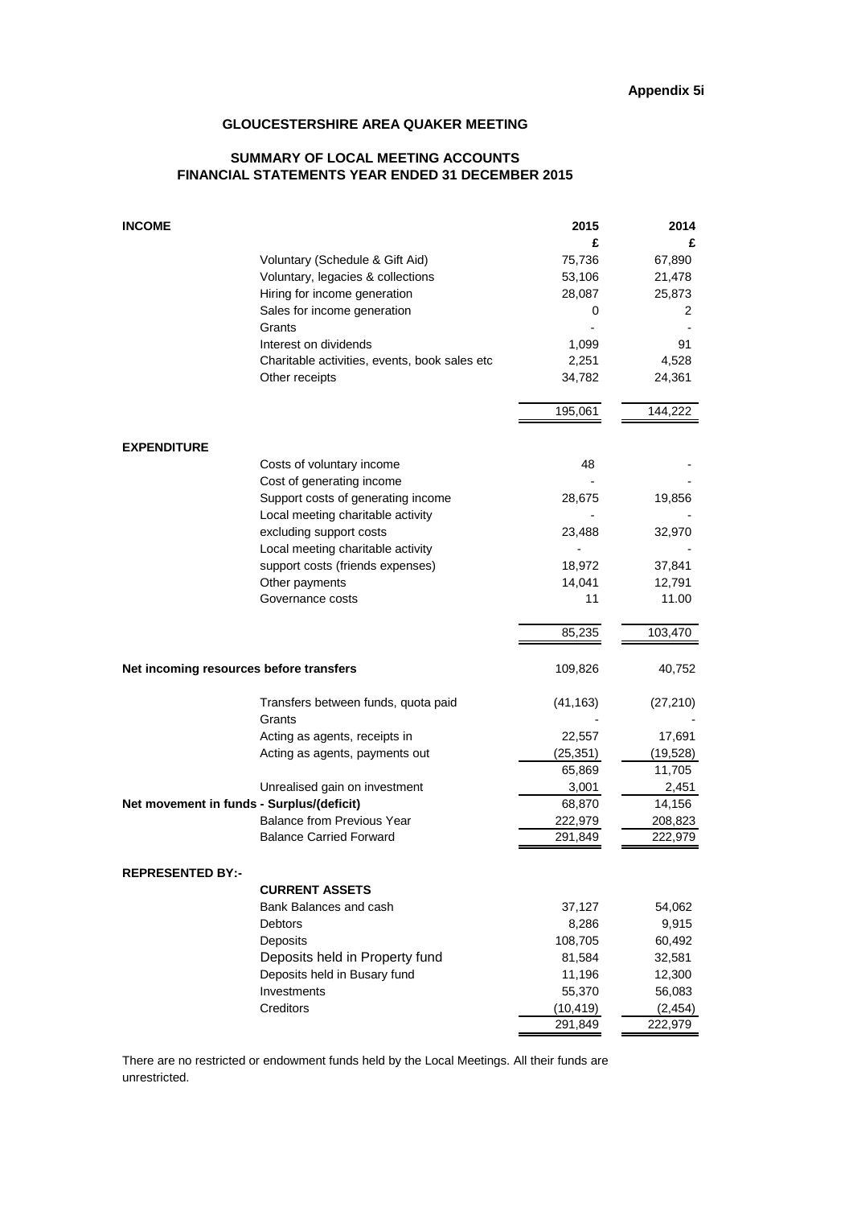**Appendix 5i**

## GLOUCESTERSHIRE AREA QUAKER MEETING

### SUMMARY OF LOCAL MEETING ACCOUNTS
### FINANCIAL STATEMENTS YEAR ENDED 31 DECEMBER 2015

| | | 2015 | 2014 |
|---|---|---|---|
| | | £ | £ |
| **INCOME** | | | |
| | Voluntary (Schedule & Gift Aid) | 75,736 | 67,890 |
| | Voluntary, legacies & collections | 53,106 | 21,478 |
| | Hiring for income generation | 28,087 | 25,873 |
| | Sales for income generation | 0 | 2 |
| | Grants | - | - |
| | Interest on dividends | 1,099 | 91 |
| | Charitable activities, events, book sales etc | 2,251 | 4,528 |
| | Other receipts | 34,782 | 24,361 |
| | | 195,061 | 144,222 |
| **EXPENDITURE** | | | |
| | Costs of voluntary income | 48 | - |
| | Cost of generating income | - | - |
| | Support costs of generating income | 28,675 | 19,856 |
| | Local meeting charitable activity | - | - |
| | excluding support costs | 23,488 | 32,970 |
| | Local meeting charitable activity | - | - |
| | support costs (friends expenses) | 18,972 | 37,841 |
| | Other payments | 14,041 | 12,791 |
| | Governance costs | 11 | 11.00 |
| | | 85,235 | 103,470 |
| **Net incoming resources before transfers** | | 109,826 | 40,752 |
| | Transfers between funds, quota paid | (41,163) | (27,210) |
| | Grants | - | - |
| | Acting as agents, receipts in | 22,557 | 17,691 |
| | Acting as agents, payments out | (25,351) | (19,528) |
| | | 65,869 | 11,705 |
| | Unrealised gain on investment | 3,001 | 2,451 |
| **Net movement in funds - Surplus/(deficit)** | | 68,870 | 14,156 |
| | Balance from Previous Year | 222,979 | 208,823 |
| | Balance Carried Forward | 291,849 | 222,979 |
| **REPRESENTED BY:-** | | | |
| | **CURRENT ASSETS** | | |
| | Bank Balances and cash | 37,127 | 54,062 |
| | Debtors | 8,286 | 9,915 |
| | Deposits | 108,705 | 60,492 |
| | Deposits held in Property fund | 81,584 | 32,581 |
| | Deposits held in Busary fund | 11,196 | 12,300 |
| | Investments | 55,370 | 56,083 |
| | Creditors | (10,419) | (2,454) |
| | | 291,849 | 222,979 |

There are no restricted or endowment funds held by the Local Meetings. All their funds are unrestricted.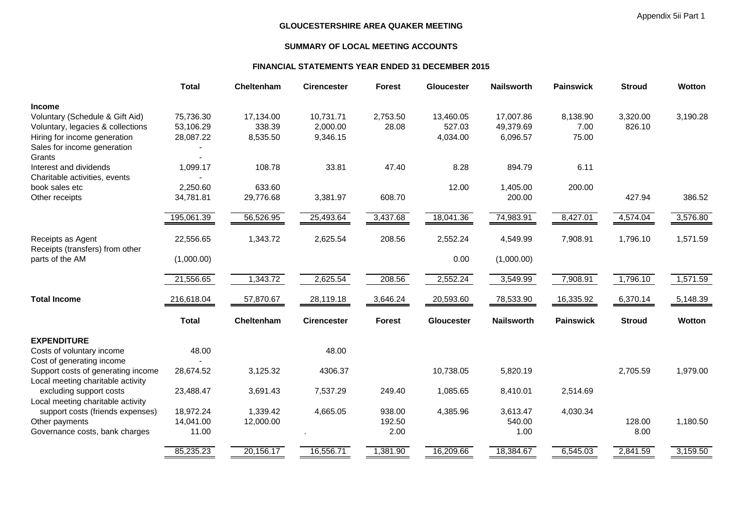Appendix 5ii Part 1

**GLOUCESTERSHIRE AREA QUAKER MEETING**

**SUMMARY OF LOCAL MEETING ACCOUNTS**

**FINANCIAL STATEMENTS YEAR ENDED 31 DECEMBER 2015**

| | Total | Cheltenham | Cirencester | Forest | Gloucester | Nailsworth | Painswick | Stroud | Wotton |
|---|---|---|---|---|---|---|---|---|---|
| **Income** | | | | | | | | | |
| Voluntary (Schedule & Gift Aid) | 75,736.30 | 17,134.00 | 10,731.71 | 2,753.50 | 13,460.05 | 17,007.86 | 8,138.90 | 3,320.00 | 3,190.28 |
| Voluntary, legacies & collections | 53,106.29 | 338.39 | 2,000.00 | 28.08 | 527.03 | 49,379.69 | 7.00 | 826.10 | |
| Hiring for income generation | 28,087.22 | 8,535.50 | 9,346.15 | | 4,034.00 | 6,096.57 | 75.00 | | |
| Sales for income generation | - | | | | | | | | |
| Grants | - | | | | | | | | |
| Interest and dividends | 1,099.17 | 108.78 | 33.81 | 47.40 | 8.28 | 894.79 | 6.11 | | |
| Charitable activities, events | - | | | | | | | | |
| book sales etc | 2,250.60 | 633.60 | | | 12.00 | 1,405.00 | 200.00 | | |
| Other receipts | 34,781.81 | 29,776.68 | 3,381.97 | 608.70 | | 200.00 | | 427.94 | 386.52 |
| | 195,061.39 | 56,526.95 | 25,493.64 | 3,437.68 | 18,041.36 | 74,983.91 | 8,427.01 | 4,574.04 | 3,576.80 |
| Receipts as Agent | 22,556.65 | 1,343.72 | 2,625.54 | 208.56 | 2,552.24 | 4,549.99 | 7,908.91 | 1,796.10 | 1,571.59 |
| Receipts (transfers) from other parts of the AM | (1,000.00) | | | | 0.00 | (1,000.00) | | | |
| | 21,556.65 | 1,343.72 | 2,625.54 | 208.56 | 2,552.24 | 3,549.99 | 7,908.91 | 1,796.10 | 1,571.59 |
| **Total Income** | 216,618.04 | 57,870.67 | 28,119.18 | 3,646.24 | 20,593.60 | 78,533.90 | 16,335.92 | 6,370.14 | 5,148.39 |

| | Total | Cheltenham | Cirencester | Forest | Gloucester | Nailsworth | Painswick | Stroud | Wotton |
|---|---|---|---|---|---|---|---|---|---|
| **EXPENDITURE** | | | | | | | | | |
| Costs of voluntary income | 48.00 | | 48.00 | | | | | | |
| Cost of generating income | - | | | | | | | | |
| Support costs of generating income | 28,674.52 | 3,125.32 | 4306.37 | | 10,738.05 | 5,820.19 | | 2,705.59 | 1,979.00 |
| Local meeting charitable activity excluding support costs | 23,488.47 | 3,691.43 | 7,537.29 | 249.40 | 1,085.65 | 8,410.01 | 2,514.69 | | |
| Local meeting charitable activity support costs (friends expenses) | 18,972.24 | 1,339.42 | 4,665.05 | 938.00 | 4,385.96 | 3,613.47 | 4,030.34 | | |
| Other payments | 14,041.00 | 12,000.00 | | 192.50 | | 540.00 | | 128.00 | 1,180.50 |
| Governance costs, bank charges | 11.00 | | . | 2.00 | | 1.00 | | 8.00 | |
| | 85,235.23 | 20,156.17 | 16,556.71 | 1,381.90 | 16,209.66 | 18,384.67 | 6,545.03 | 2,841.59 | 3,159.50 |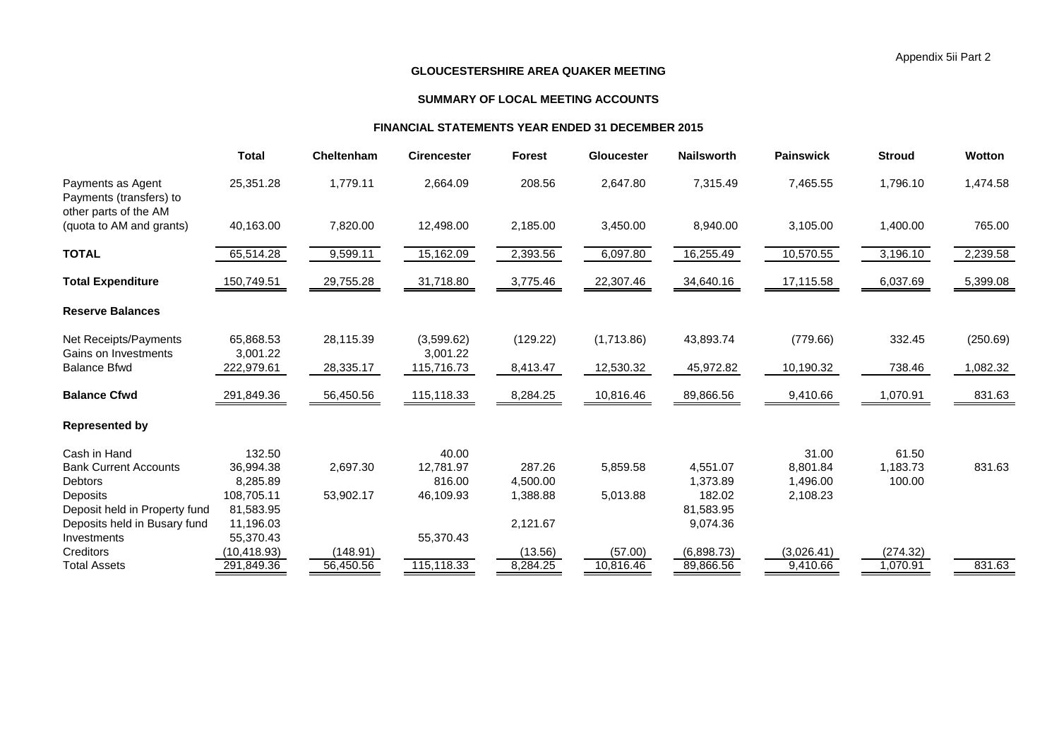Appendix 5ii Part 2

**GLOUCESTERSHIRE AREA QUAKER MEETING**

**SUMMARY OF LOCAL MEETING ACCOUNTS**

**FINANCIAL STATEMENTS YEAR ENDED 31 DECEMBER 2015**

| | Total | Cheltenham | Cirencester | Forest | Gloucester | Nailsworth | Painswick | Stroud | Wotton |
|---|---|---|---|---|---|---|---|---|---|
| Payments as Agent | 25,351.28 | 1,779.11 | 2,664.09 | 208.56 | 2,647.80 | 7,315.49 | 7,465.55 | 1,796.10 | 1,474.58 |
| Payments (transfers) to other parts of the AM (quota to AM and grants) | 40,163.00 | 7,820.00 | 12,498.00 | 2,185.00 | 3,450.00 | 8,940.00 | 3,105.00 | 1,400.00 | 765.00 |
| **TOTAL** | 65,514.28 | 9,599.11 | 15,162.09 | 2,393.56 | 6,097.80 | 16,255.49 | 10,570.55 | 3,196.10 | 2,239.58 |
| **Total Expenditure** | 150,749.51 | 29,755.28 | 31,718.80 | 3,775.46 | 22,307.46 | 34,640.16 | 17,115.58 | 6,037.69 | 5,399.08 |
| **Reserve Balances** | | | | | | | | | |
| Net Receipts/Payments | 65,868.53 | 28,115.39 | (3,599.62) | (129.22) | (1,713.86) | 43,893.74 | (779.66) | 332.45 | (250.69) |
| Gains on Investments | 3,001.22 | | 3,001.22 | | | | | | |
| Balance Bfwd | 222,979.61 | 28,335.17 | 115,716.73 | 8,413.47 | 12,530.32 | 45,972.82 | 10,190.32 | 738.46 | 1,082.32 |
| **Balance Cfwd** | 291,849.36 | 56,450.56 | 115,118.33 | 8,284.25 | 10,816.46 | 89,866.56 | 9,410.66 | 1,070.91 | 831.63 |
| **Represented by** | | | | | | | | | |
| Cash in Hand | 132.50 | | 40.00 | | | | 31.00 | 61.50 | |
| Bank Current Accounts | 36,994.38 | 2,697.30 | 12,781.97 | 287.26 | 5,859.58 | 4,551.07 | 8,801.84 | 1,183.73 | 831.63 |
| Debtors | 8,285.89 | | 816.00 | 4,500.00 | | 1,373.89 | 1,496.00 | 100.00 | |
| Deposits | 108,705.11 | 53,902.17 | 46,109.93 | 1,388.88 | 5,013.88 | 182.02 | 2,108.23 | | |
| Deposit held in Property fund | 81,583.95 | | | | | 81,583.95 | | | |
| Deposits held in Busary fund | 11,196.03 | | | 2,121.67 | | 9,074.36 | | | |
| Investments | 55,370.43 | | 55,370.43 | | | | | | |
| Creditors | (10,418.93) | (148.91) | | (13.56) | (57.00) | (6,898.73) | (3,026.41) | (274.32) | |
| Total Assets | 291,849.36 | 56,450.56 | 115,118.33 | 8,284.25 | 10,816.46 | 89,866.56 | 9,410.66 | 1,070.91 | 831.63 |